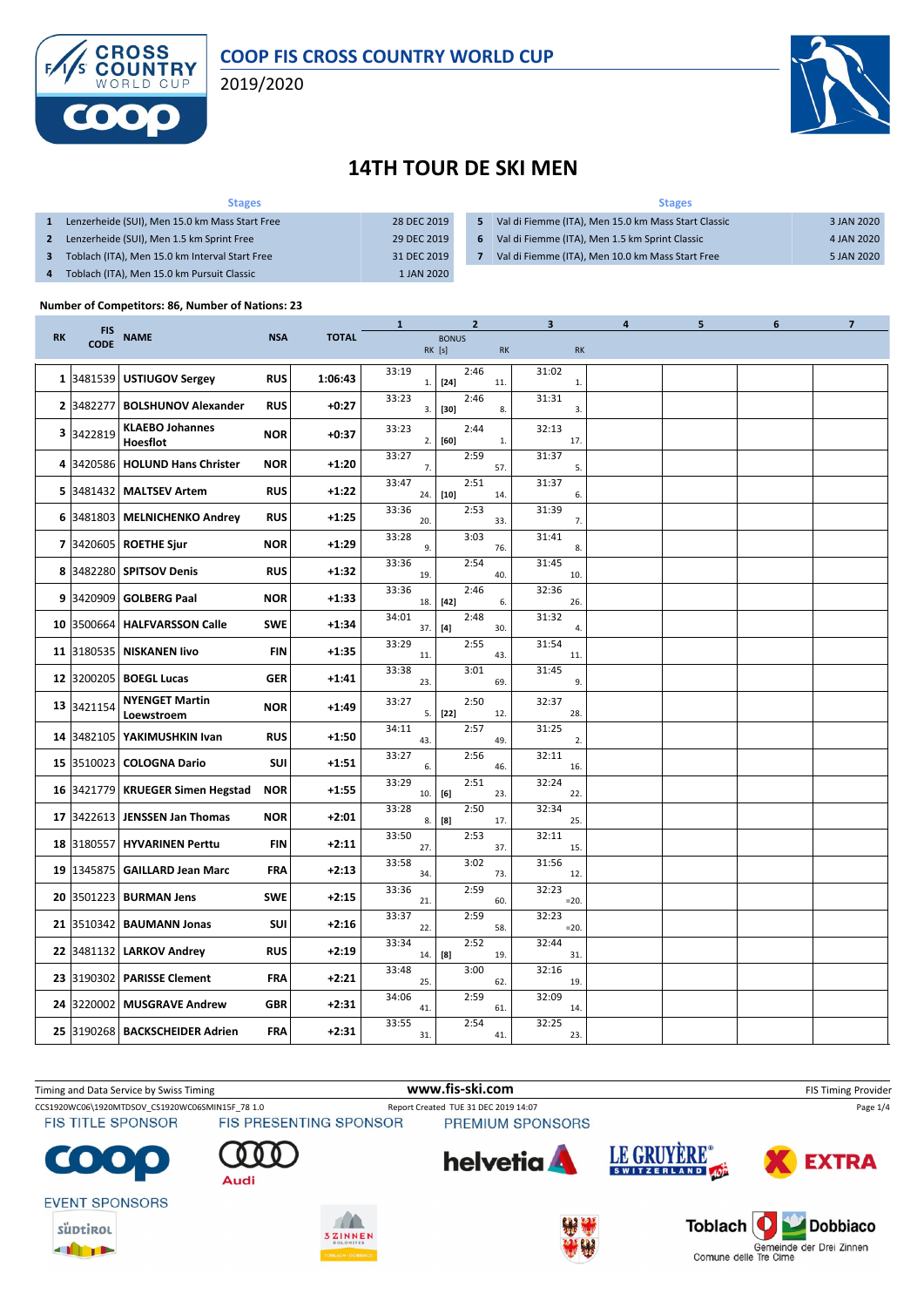# COOP FIS CROSS COUNTRY WORLD CUP

2019/2020

# 14TH TOUR DE SKI MEN

| | Stages | |
|---|---|---|
| 1 | Lenzerheide (SUI), Men 15.0 km Mass Start Free | 28 DEC 2019 |
| 2 | Lenzerheide (SUI), Men 1.5 km Sprint Free | 29 DEC 2019 |
| 3 | Toblach (ITA), Men 15.0 km Interval Start Free | 31 DEC 2019 |
| 4 | Toblach (ITA), Men 15.0 km Pursuit Classic | 1 JAN 2020 |
| 5 | Val di Fiemme (ITA), Men 15.0 km Mass Start Classic | 3 JAN 2020 |
| 6 | Val di Fiemme (ITA), Men 1.5 km Sprint Classic | 4 JAN 2020 |
| 7 | Val di Fiemme (ITA), Men 10.0 km Mass Start Free | 5 JAN 2020 |

**Number of Competitors: 86, Number of Nations: 23**

| RK | FIS CODE | NAME | NSA | TOTAL | 1 RK | 2 BONUS [s] | 2 RK | 3 RK | 4 | 5 | 6 | 7 |
|---|---|---|---|---|---|---|---|---|---|---|---|---|
| 1 | 3481539 | USTIUGOV Sergey | RUS | 1:06:43 | 33:19 1. | [24] | 2:46 11. | 31:02 1. | | | | |
| 2 | 3482277 | BOLSHUNOV Alexander | RUS | +0:27 | 33:23 3. | [30] | 2:46 8. | 31:31 3. | | | | |
| 3 | 3422819 | KLAEBO Johannes Hoesflot | NOR | +0:37 | 33:23 2. | [60] | 2:44 1. | 32:13 17. | | | | |
| 4 | 3420586 | HOLUND Hans Christer | NOR | +1:20 | 33:27 7. | | 2:59 57. | 31:37 5. | | | | |
| 5 | 3481432 | MALTSEV Artem | RUS | +1:22 | 33:47 24. | [10] | 2:51 14. | 31:37 6. | | | | |
| 6 | 3481803 | MELNICHENKO Andrey | RUS | +1:25 | 33:36 20. | | 2:53 33. | 31:39 7. | | | | |
| 7 | 3420605 | ROETHE Sjur | NOR | +1:29 | 33:28 9. | | 3:03 76. | 31:41 8. | | | | |
| 8 | 3482280 | SPITSOV Denis | RUS | +1:32 | 33:36 19. | | 2:54 40. | 31:45 10. | | | | |
| 9 | 3420909 | GOLBERG Paal | NOR | +1:33 | 33:36 18. | [42] | 2:46 6. | 32:36 26. | | | | |
| 10 | 3500664 | HALFVARSSON Calle | SWE | +1:34 | 34:01 37. | [4] | 2:48 30. | 31:32 4. | | | | |
| 11 | 3180535 | NISKANEN Iivo | FIN | +1:35 | 33:29 11. | | 2:55 43. | 31:54 11. | | | | |
| 12 | 3200205 | BOEGL Lucas | GER | +1:41 | 33:38 23. | | 3:01 69. | 31:45 9. | | | | |
| 13 | 3421154 | NYENGET Martin Loewstroem | NOR | +1:49 | 33:27 5. | [22] | 2:50 12. | 32:37 28. | | | | |
| 14 | 3482105 | YAKIMUSHKIN Ivan | RUS | +1:50 | 34:11 43. | | 2:57 49. | 31:25 2. | | | | |
| 15 | 3510023 | COLOGNA Dario | SUI | +1:51 | 33:27 6. | | 2:56 46. | 32:11 16. | | | | |
| 16 | 3421779 | KRUEGER Simen Hegstad | NOR | +1:55 | 33:29 10. | [6] | 2:51 23. | 32:24 22. | | | | |
| 17 | 3422613 | JENSSEN Jan Thomas | NOR | +2:01 | 33:28 8. | [8] | 2:50 17. | 32:34 25. | | | | |
| 18 | 3180557 | HYVARINEN Perttu | FIN | +2:11 | 33:50 27. | | 2:53 37. | 32:11 15. | | | | |
| 19 | 1345875 | GAILLARD Jean Marc | FRA | +2:13 | 33:58 34. | | 3:02 73. | 31:56 12. | | | | |
| 20 | 3501223 | BURMAN Jens | SWE | +2:15 | 33:36 21. | | 2:59 60. | 32:23 =20. | | | | |
| 21 | 3510342 | BAUMANN Jonas | SUI | +2:16 | 33:37 22. | | 2:59 58. | 32:23 =20. | | | | |
| 22 | 3481132 | LARKOV Andrey | RUS | +2:19 | 33:34 14. | [8] | 2:52 19. | 32:44 31. | | | | |
| 23 | 3190302 | PARISSE Clement | FRA | +2:21 | 33:48 25. | | 3:00 62. | 32:16 19. | | | | |
| 24 | 3220002 | MUSGRAVE Andrew | GBR | +2:31 | 34:06 41. | | 2:59 61. | 32:09 14. | | | | |
| 25 | 3190268 | BACKSCHEIDER Adrien | FRA | +2:31 | 33:55 31. | | 2:54 41. | 32:25 23. | | | | |

Timing and Data Service by Swiss Timing | www.fis-ski.com | FIS Timing Provider

CCS1920WC06\1920MTDSOV_CS1920WC06SMIN15F_78 1.0 | Report Created TUE 31 DEC 2019 14:07

FIS TITLE SPONSOR | FIS PRESENTING SPONSOR | PREMIUM SPONSORS | EVENT SPONSORS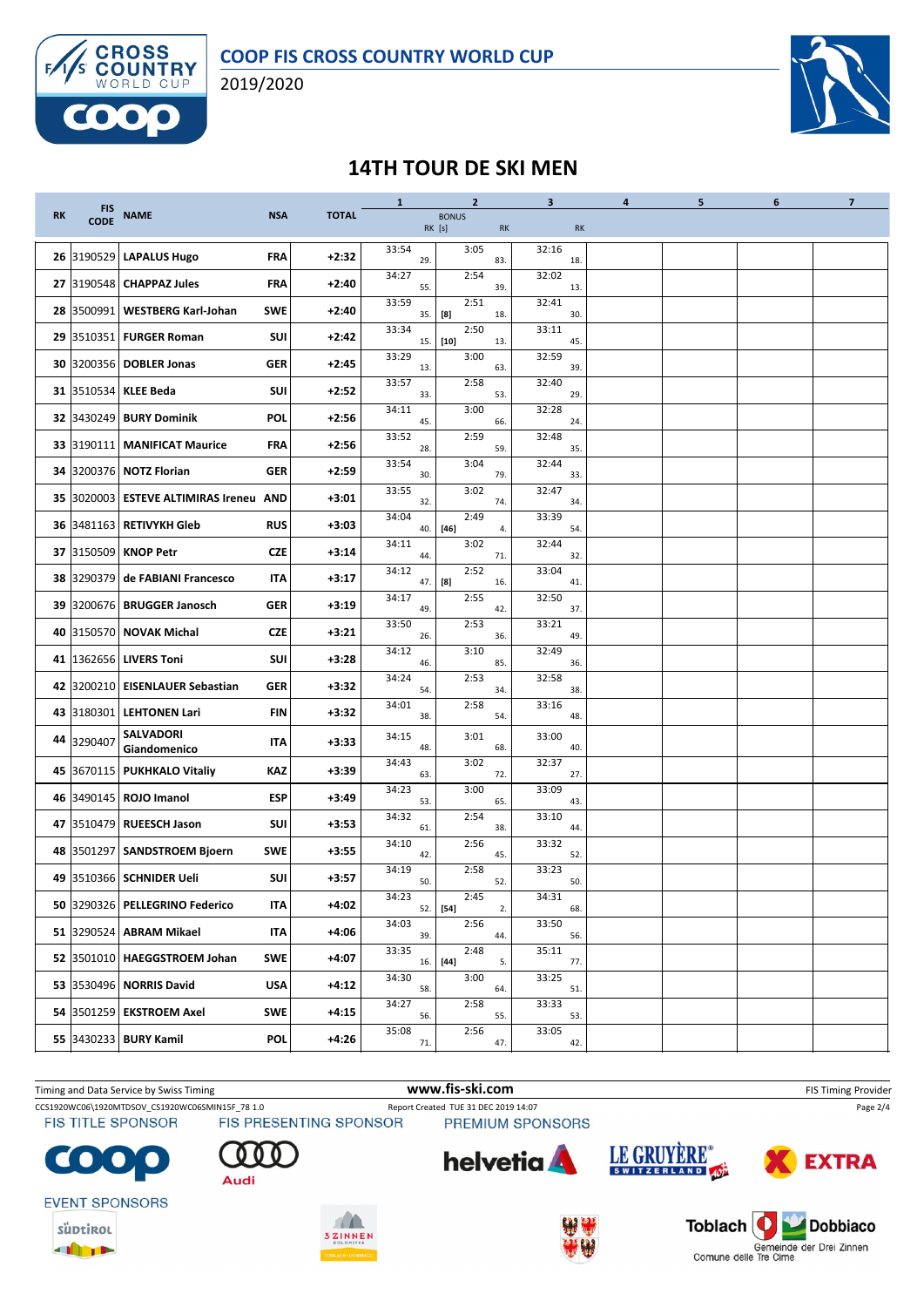# COOP FIS CROSS COUNTRY WORLD CUP

2019/2020

## 14TH TOUR DE SKI MEN

| RK | FIS CODE | NAME | NSA | TOTAL | 1 | | 2 BONUS RK [s] | 2 RK | | 3 RK | 4 | 5 | 6 | 7 |
|---|---|---|---|---|---|---|---|---|---|---|---|---|---|---|
| 26 | 3190529 | LAPALUS Hugo | FRA | +2:32 | 33:54 | 29. | 3:05 | 83. | 32:16 | 18. | | | | |
| 27 | 3190548 | CHAPPAZ Jules | FRA | +2:40 | 34:27 | 55. | 2:54 | 39. | 32:02 | 13. | | | | |
| 28 | 3500991 | WESTBERG Karl-Johan | SWE | +2:40 | 33:59 | 35. | 2:51 [8] | 18. | 32:41 | 30. | | | | |
| 29 | 3510351 | FURGER Roman | SUI | +2:42 | 33:34 | 15. | 2:50 [10] | 13. | 33:11 | 45. | | | | |
| 30 | 3200356 | DOBLER Jonas | GER | +2:45 | 33:29 | 13. | 3:00 | 63. | 32:59 | 39. | | | | |
| 31 | 3510534 | KLEE Beda | SUI | +2:52 | 33:57 | 33. | 2:58 | 53. | 32:40 | 29. | | | | |
| 32 | 3430249 | BURY Dominik | POL | +2:56 | 34:11 | 45. | 3:00 | 66. | 32:28 | 24. | | | | |
| 33 | 3190111 | MANIFICAT Maurice | FRA | +2:56 | 33:52 | 28. | 2:59 | 59. | 32:48 | 35. | | | | |
| 34 | 3200376 | NOTZ Florian | GER | +2:59 | 33:54 | 30. | 3:04 | 79. | 32:44 | 33. | | | | |
| 35 | 3020003 | ESTEVE ALTIMIRAS Ireneu | AND | +3:01 | 33:55 | 32. | 3:02 | 74. | 32:47 | 34. | | | | |
| 36 | 3481163 | RETIVYKH Gleb | RUS | +3:03 | 34:04 | 40. | 2:49 [46] | 4. | 33:39 | 54. | | | | |
| 37 | 3150509 | KNOP Petr | CZE | +3:14 | 34:11 | 44. | 3:02 | 71. | 32:44 | 32. | | | | |
| 38 | 3290379 | de FABIANI Francesco | ITA | +3:17 | 34:12 | 47. | 2:52 [8] | 16. | 33:04 | 41. | | | | |
| 39 | 3200676 | BRUGGER Janosch | GER | +3:19 | 34:17 | 49. | 2:55 | 42. | 32:50 | 37. | | | | |
| 40 | 3150570 | NOVAK Michal | CZE | +3:21 | 33:50 | 26. | 2:53 | 36. | 33:21 | 49. | | | | |
| 41 | 1362656 | LIVERS Toni | SUI | +3:28 | 34:12 | 46. | 3:10 | 85. | 32:49 | 36. | | | | |
| 42 | 3200210 | EISENLAUER Sebastian | GER | +3:32 | 34:24 | 54. | 2:53 | 34. | 32:58 | 38. | | | | |
| 43 | 3180301 | LEHTONEN Lari | FIN | +3:32 | 34:01 | 38. | 2:58 | 54. | 33:16 | 48. | | | | |
| 44 | 3290407 | SALVADORI Giandomenico | ITA | +3:33 | 34:15 | 48. | 3:01 | 68. | 33:00 | 40. | | | | |
| 45 | 3670115 | PUKHKALO Vitaliy | KAZ | +3:39 | 34:43 | 63. | 3:02 | 72. | 32:37 | 27. | | | | |
| 46 | 3490145 | ROJO Imanol | ESP | +3:49 | 34:23 | 53. | 3:00 | 65. | 33:09 | 43. | | | | |
| 47 | 3510479 | RUEESCH Jason | SUI | +3:53 | 34:32 | 61. | 2:54 | 38. | 33:10 | 44. | | | | |
| 48 | 3501297 | SANDSTROEM Bjoern | SWE | +3:55 | 34:10 | 42. | 2:56 | 45. | 33:32 | 52. | | | | |
| 49 | 3510366 | SCHNIDER Ueli | SUI | +3:57 | 34:19 | 50. | 2:58 | 52. | 33:23 | 50. | | | | |
| 50 | 3290326 | PELLEGRINO Federico | ITA | +4:02 | 34:23 | 52. | 2:45 [54] | 2. | 34:31 | 68. | | | | |
| 51 | 3290524 | ABRAM Mikael | ITA | +4:06 | 34:03 | 39. | 2:56 | 44. | 33:50 | 56. | | | | |
| 52 | 3501010 | HAEGGSTROEM Johan | SWE | +4:07 | 33:35 | 16. | 2:48 [44] | 5. | 35:11 | 77. | | | | |
| 53 | 3530496 | NORRIS David | USA | +4:12 | 34:30 | 58. | 3:00 | 64. | 33:25 | 51. | | | | |
| 54 | 3501259 | EKSTROEM Axel | SWE | +4:15 | 34:27 | 56. | 2:58 | 55. | 33:33 | 53. | | | | |
| 55 | 3430233 | BURY Kamil | POL | +4:26 | 35:08 | 71. | 2:56 | 47. | 33:05 | 42. | | | | |

Timing and Data Service by Swiss Timing | www.fis-ski.com | FIS Timing Provider

CCS1920WC06\1920MTDSOV_CS1920WC06SMIN15F_78 1.0 | Report Created TUE 31 DEC 2019 14:07

FIS TITLE SPONSOR: COOP | FIS PRESENTING SPONSOR: Audi | PREMIUM SPONSORS: helvetia, LE GRUYÈRE SWITZERLAND AOP, EXTRA

EVENT SPONSORS: Südtirol, 3 Zinnen Dolomites, Toblach Dobbiaco – Gemeinde der Drei Zinnen – Comune delle Tre Cime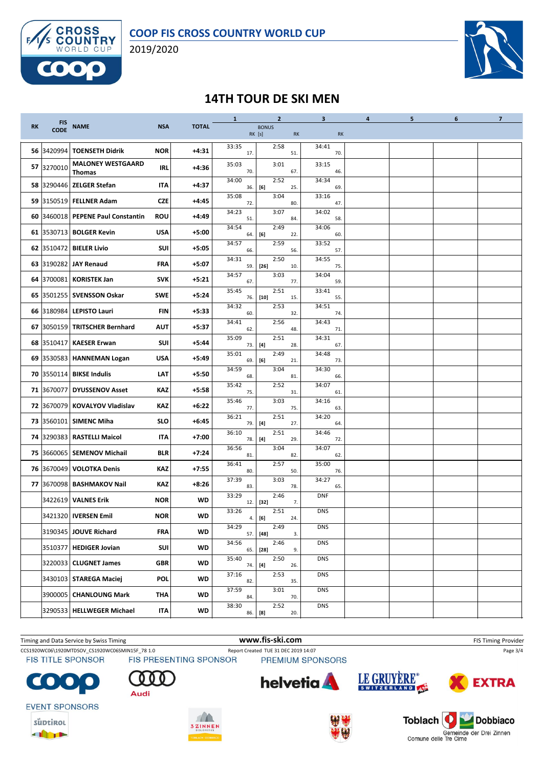# COOP FIS CROSS COUNTRY WORLD CUP

2019/2020

## 14TH TOUR DE SKI MEN

| RK | FIS CODE | NAME | NSA | TOTAL | 1 | 2 BONUS RK [s] | 2 RK | 3 RK | 4 | 5 | 6 | 7 |
|---|---|---|---|---|---|---|---|---|---|---|---|---|
| 56 | 3420994 | TOENSETH Didrik | NOR | +4:31 | 33:35 17. | | 2:58 51. | 34:41 70. | | | | |
| 57 | 3270010 | MALONEY WESTGAARD Thomas | IRL | +4:36 | 35:03 70. | | 3:01 67. | 33:15 46. | | | | |
| 58 | 3290446 | ZELGER Stefan | ITA | +4:37 | 34:00 36. | [6] | 2:52 25. | 34:34 69. | | | | |
| 59 | 3150519 | FELLNER Adam | CZE | +4:45 | 35:08 72. | | 3:04 80. | 33:16 47. | | | | |
| 60 | 3460018 | PEPENE Paul Constantin | ROU | +4:49 | 34:23 51. | | 3:07 84. | 34:02 58. | | | | |
| 61 | 3530713 | BOLGER Kevin | USA | +5:00 | 34:54 64. | [6] | 2:49 22. | 34:06 60. | | | | |
| 62 | 3510472 | BIELER Livio | SUI | +5:05 | 34:57 66. | | 2:59 56. | 33:52 57. | | | | |
| 63 | 3190282 | JAY Renaud | FRA | +5:07 | 34:31 59. | [26] | 2:50 10. | 34:55 75. | | | | |
| 64 | 3700081 | KORISTEK Jan | SVK | +5:21 | 34:57 67. | | 3:03 77. | 34:04 59. | | | | |
| 65 | 3501255 | SVENSSON Oskar | SWE | +5:24 | 35:45 76. | [10] | 2:51 15. | 33:41 55. | | | | |
| 66 | 3180984 | LEPISTO Lauri | FIN | +5:33 | 34:32 60. | | 2:53 32. | 34:51 74. | | | | |
| 67 | 3050159 | TRITSCHER Bernhard | AUT | +5:37 | 34:41 62. | | 2:56 48. | 34:43 71. | | | | |
| 68 | 3510417 | KAESER Erwan | SUI | +5:44 | 35:09 73. | [4] | 2:51 28. | 34:31 67. | | | | |
| 69 | 3530583 | HANNEMAN Logan | USA | +5:49 | 35:01 69. | [6] | 2:49 21. | 34:48 73. | | | | |
| 70 | 3550114 | BIKSE Indulis | LAT | +5:50 | 34:59 68. | | 3:04 81. | 34:30 66. | | | | |
| 71 | 3670077 | DYUSSENOV Asset | KAZ | +5:58 | 35:42 75. | | 2:52 31. | 34:07 61. | | | | |
| 72 | 3670079 | KOVALYOV Vladislav | KAZ | +6:22 | 35:46 77. | | 3:03 75. | 34:16 63. | | | | |
| 73 | 3560101 | SIMENC Miha | SLO | +6:45 | 36:21 79. | [4] | 2:51 27. | 34:20 64. | | | | |
| 74 | 3290383 | RASTELLI Maicol | ITA | +7:00 | 36:10 78. | [4] | 2:51 29. | 34:46 72. | | | | |
| 75 | 3660065 | SEMENOV Michail | BLR | +7:24 | 36:56 81. | | 3:04 82. | 34:07 62. | | | | |
| 76 | 3670049 | VOLOTKA Denis | KAZ | +7:55 | 36:41 80. | | 2:57 50. | 35:00 76. | | | | |
| 77 | 3670098 | BASHMAKOV Nail | KAZ | +8:26 | 37:39 83. | | 3:03 78. | 34:27 65. | | | | |
| | 3422619 | VALNES Erik | NOR | WD | 33:29 12. | [32] | 2:46 7. | DNF | | | | |
| | 3421320 | IVERSEN Emil | NOR | WD | 33:26 4. | [6] | 2:51 24. | DNS | | | | |
| | 3190345 | JOUVE Richard | FRA | WD | 34:29 57. | [48] | 2:49 3. | DNS | | | | |
| | 3510377 | HEDIGER Jovian | SUI | WD | 34:56 65. | [28] | 2:46 9. | DNS | | | | |
| | 3220033 | CLUGNET James | GBR | WD | 35:40 74. | [4] | 2:50 26. | DNS | | | | |
| | 3430103 | STAREGA Maciej | POL | WD | 37:16 82. | | 2:53 35. | DNS | | | | |
| | 3900005 | CHANLOUNG Mark | THA | WD | 37:59 84. | | 3:01 70. | DNS | | | | |
| | 3290533 | HELLWEGER Michael | ITA | WD | 38:30 86. | [8] | 2:52 20. | DNS | | | | |

Timing and Data Service by Swiss Timing — www.fis-ski.com — FIS Timing Provider

CCS1920WC06\1920MTDSOV_CS1920WC06SMIN15F_78 1.0 — Report Created TUE 31 DEC 2019 14:07

FIS TITLE SPONSOR — FIS PRESENTING SPONSOR — PREMIUM SPONSORS

EVENT SPONSORS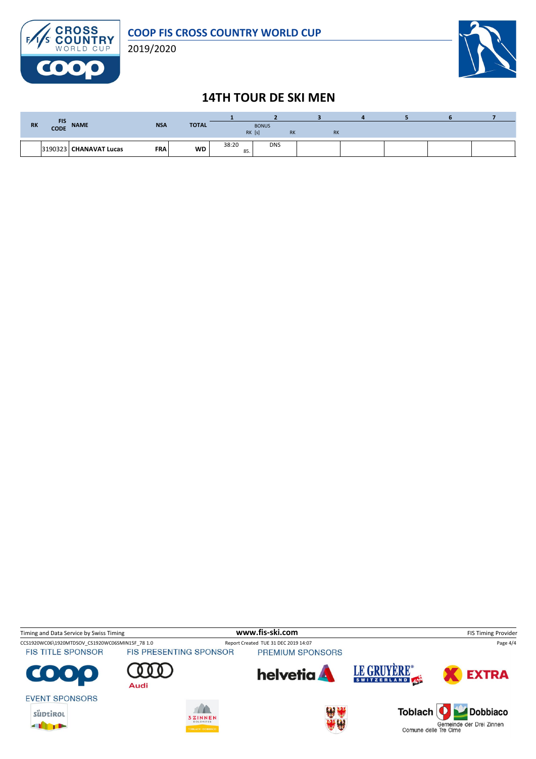# COOP FIS CROSS COUNTRY WORLD CUP

2019/2020

## 14TH TOUR DE SKI MEN

| RK | FIS CODE | NAME | NSA | TOTAL | 1 | 2 BONUS RK [s] | 3 RK | 4 RK | 5 | 6 | 7 |
|---|---|---|---|---|---|---|---|---|---|---|---|
| | 3190323 | **CHANAVAT Lucas** | **FRA** | **WD** | 38:20 85. | DNS | | | | | |

Timing and Data Service by Swiss Timing

www.fis-ski.com

FIS Timing Provider

CCS1920WC06\1920MTDSOV_CS1920WC06SMIN15F_78 1.0

Report Created TUE 31 DEC 2019 14:07

FIS TITLE SPONSOR

FIS PRESENTING SPONSOR

PREMIUM SPONSORS

EVENT SPONSORS